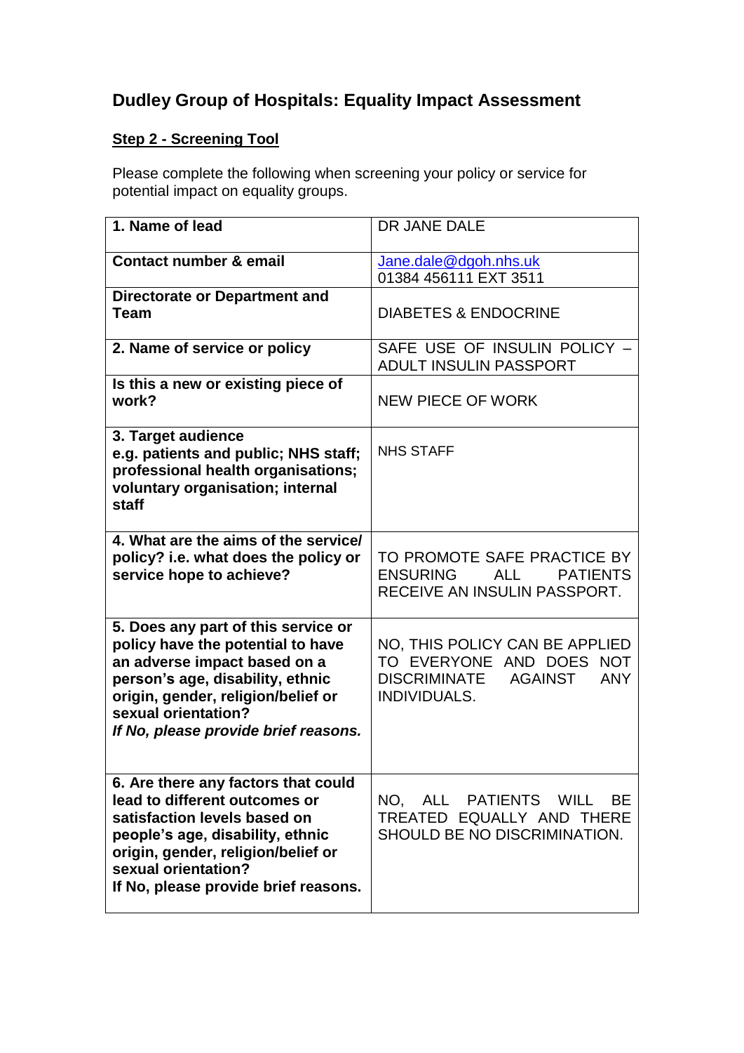# Dudley Group of Hospitals: Equality Impact Assessment

## Step 2 - Screening Tool

Please complete the following when screening your policy or service for potential impact on equality groups.

| | |
|---|---|
| **1. Name of lead** | DR JANE DALE |
| **Contact number & email** | Jane.dale@dgoh.nhs.uk<br>01384 456111 EXT 3511 |
| **Directorate or Department and Team** | DIABETES & ENDOCRINE |
| **2. Name of service or policy** | SAFE USE OF INSULIN POLICY – ADULT INSULIN PASSPORT |
| **Is this a new or existing piece of work?** | NEW PIECE OF WORK |
| **3. Target audience**<br>**e.g. patients and public; NHS staff; professional health organisations; voluntary organisation; internal staff** | NHS STAFF |
| **4. What are the aims of the service/ policy? i.e. what does the policy or service hope to achieve?** | TO PROMOTE SAFE PRACTICE BY ENSURING ALL PATIENTS RECEIVE AN INSULIN PASSPORT. |
| **5. Does any part of this service or policy have the potential to have an adverse impact based on a person's age, disability, ethnic origin, gender, religion/belief or sexual orientation?**<br>***If No, please provide brief reasons.*** | NO, THIS POLICY CAN BE APPLIED TO EVERYONE AND DOES NOT DISCRIMINATE AGAINST ANY INDIVIDUALS. |
| **6. Are there any factors that could lead to different outcomes or satisfaction levels based on people's age, disability, ethnic origin, gender, religion/belief or sexual orientation?**<br>**If No, please provide brief reasons.** | NO, ALL PATIENTS WILL BE TREATED EQUALLY AND THERE SHOULD BE NO DISCRIMINATION. |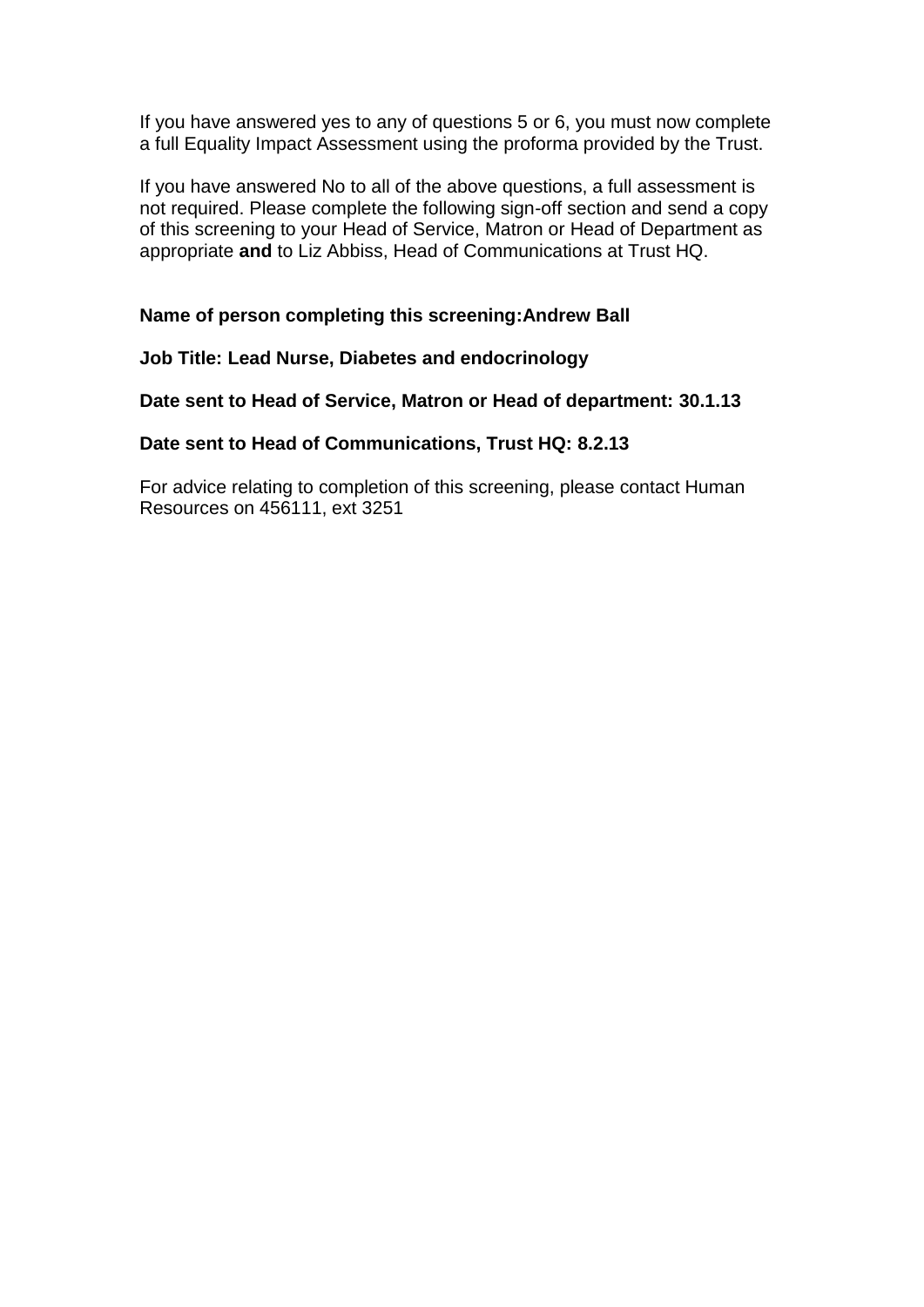If you have answered yes to any of questions 5 or 6, you must now complete a full Equality Impact Assessment using the proforma provided by the Trust.

If you have answered No to all of the above questions, a full assessment is not required. Please complete the following sign-off section and send a copy of this screening to your Head of Service, Matron or Head of Department as appropriate **and** to Liz Abbiss, Head of Communications at Trust HQ.

**Name of person completing this screening:Andrew Ball**

**Job Title: Lead Nurse, Diabetes and endocrinology**

**Date sent to Head of Service, Matron or Head of department: 30.1.13**

**Date sent to Head of Communications, Trust HQ: 8.2.13**

For advice relating to completion of this screening, please contact Human Resources on 456111, ext 3251